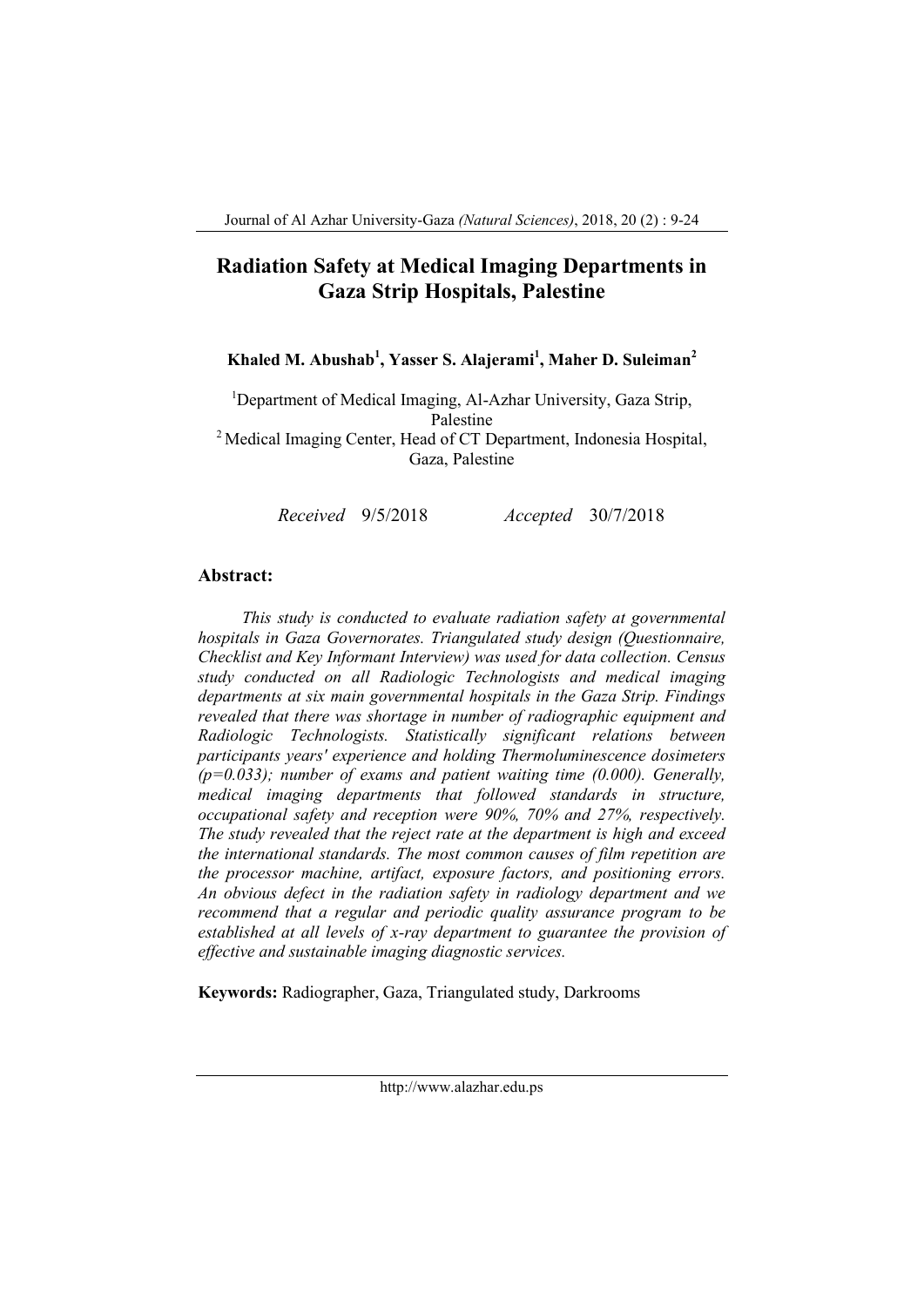# Radiation Safety at Medical Imaging Departments in Gaza Strip Hospitals, Palestine

**Khaled M. Abushab[1], Yasser S. Alajerami[1], Maher D. Suleiman[2]**

[1]Department of Medical Imaging, Al-Azhar University, Gaza Strip, Palestine
[2] Medical Imaging Center, Head of CT Department, Indonesia Hospital, Gaza, Palestine

*Received* 9/5/2018 *Accepted* 30/7/2018

## Abstract:

*This study is conducted to evaluate radiation safety at governmental hospitals in Gaza Governorates. Triangulated study design (Questionnaire, Checklist and Key Informant Interview) was used for data collection. Census study conducted on all Radiologic Technologists and medical imaging departments at six main governmental hospitals in the Gaza Strip. Findings revealed that there was shortage in number of radiographic equipment and Radiologic Technologists. Statistically significant relations between participants years' experience and holding Thermoluminescence dosimeters (p=0.033); number of exams and patient waiting time (0.000). Generally, medical imaging departments that followed standards in structure, occupational safety and reception were 90%, 70% and 27%, respectively. The study revealed that the reject rate at the department is high and exceed the international standards. The most common causes of film repetition are the processor machine, artifact, exposure factors, and positioning errors. An obvious defect in the radiation safety in radiology department and we recommend that a regular and periodic quality assurance program to be established at all levels of x-ray department to guarantee the provision of effective and sustainable imaging diagnostic services.*

**Keywords:** Radiographer, Gaza, Triangulated study, Darkrooms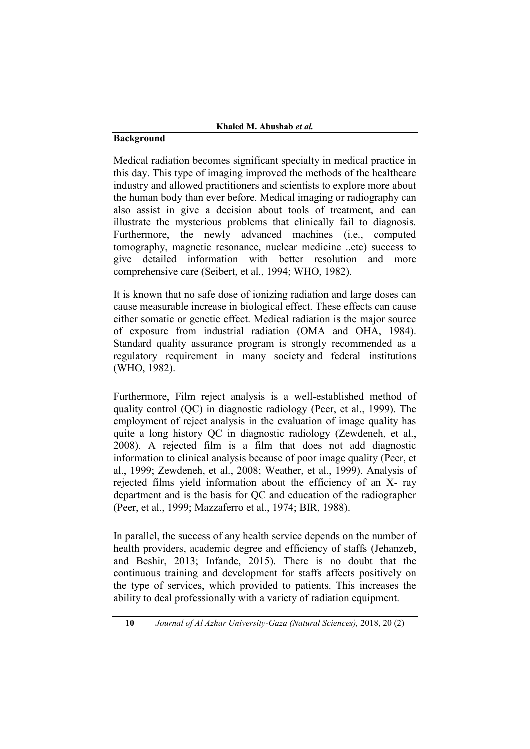## Background

Medical radiation becomes significant specialty in medical practice in this day. This type of imaging improved the methods of the healthcare industry and allowed practitioners and scientists to explore more about the human body than ever before. Medical imaging or radiography can also assist in give a decision about tools of treatment, and can illustrate the mysterious problems that clinically fail to diagnosis. Furthermore, the newly advanced machines (i.e., computed tomography, magnetic resonance, nuclear medicine ..etc) success to give detailed information with better resolution and more comprehensive care (Seibert, et al., 1994; WHO, 1982).

It is known that no safe dose of ionizing radiation and large doses can cause measurable increase in biological effect. These effects can cause either somatic or genetic effect. Medical radiation is the major source of exposure from industrial radiation (OMA and OHA, 1984). Standard quality assurance program is strongly recommended as a regulatory requirement in many society and federal institutions (WHO, 1982).

Furthermore, Film reject analysis is a well-established method of quality control (QC) in diagnostic radiology (Peer, et al., 1999). The employment of reject analysis in the evaluation of image quality has quite a long history QC in diagnostic radiology (Zewdeneh, et al., 2008). A rejected film is a film that does not add diagnostic information to clinical analysis because of poor image quality (Peer, et al., 1999; Zewdeneh, et al., 2008; Weather, et al., 1999). Analysis of rejected films yield information about the efficiency of an X- ray department and is the basis for QC and education of the radiographer (Peer, et al., 1999; Mazzaferro et al., 1974; BIR, 1988).

In parallel, the success of any health service depends on the number of health providers, academic degree and efficiency of staffs (Jehanzeb, and Beshir, 2013; Infande, 2015). There is no doubt that the continuous training and development for staffs affects positively on the type of services, which provided to patients. This increases the ability to deal professionally with a variety of radiation equipment.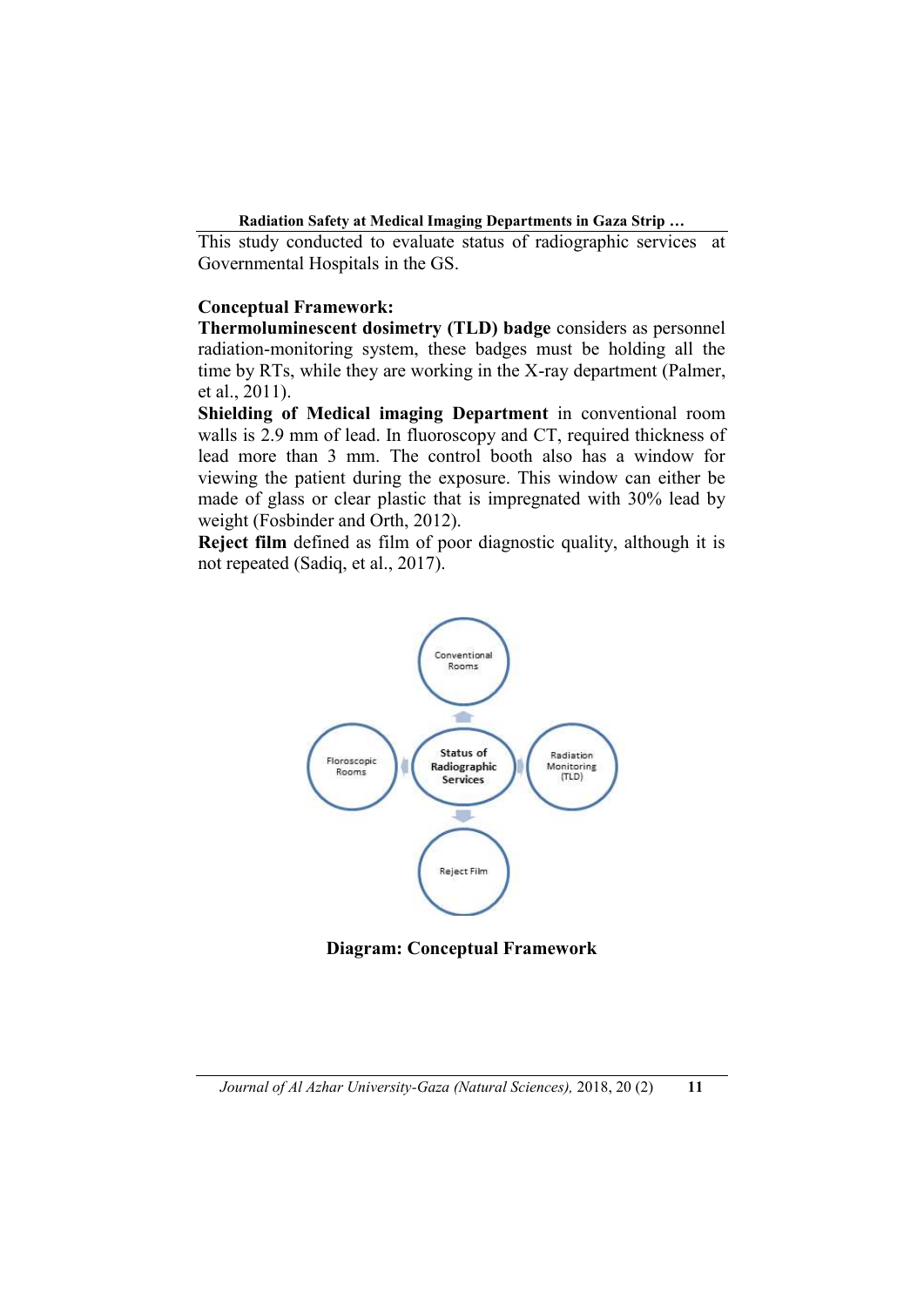This study conducted to evaluate status of radiographic services at Governmental Hospitals in the GS.

**Conceptual Framework:**

**Thermoluminescent dosimetry (TLD) badge** considers as personnel radiation-monitoring system, these badges must be holding all the time by RTs, while they are working in the X-ray department (Palmer, et al., 2011).

**Shielding of Medical imaging Department** in conventional room walls is 2.9 mm of lead. In fluoroscopy and CT, required thickness of lead more than 3 mm. The control booth also has a window for viewing the patient during the exposure. This window can either be made of glass or clear plastic that is impregnated with 30% lead by weight (Fosbinder and Orth, 2012).

**Reject film** defined as film of poor diagnostic quality, although it is not repeated (Sadiq, et al., 2017).

Conventional Rooms

Floroscopic Rooms

Status of Radiographic Services

Radiation Monitoring (TLD)

Reject Film

**Diagram: Conceptual Framework**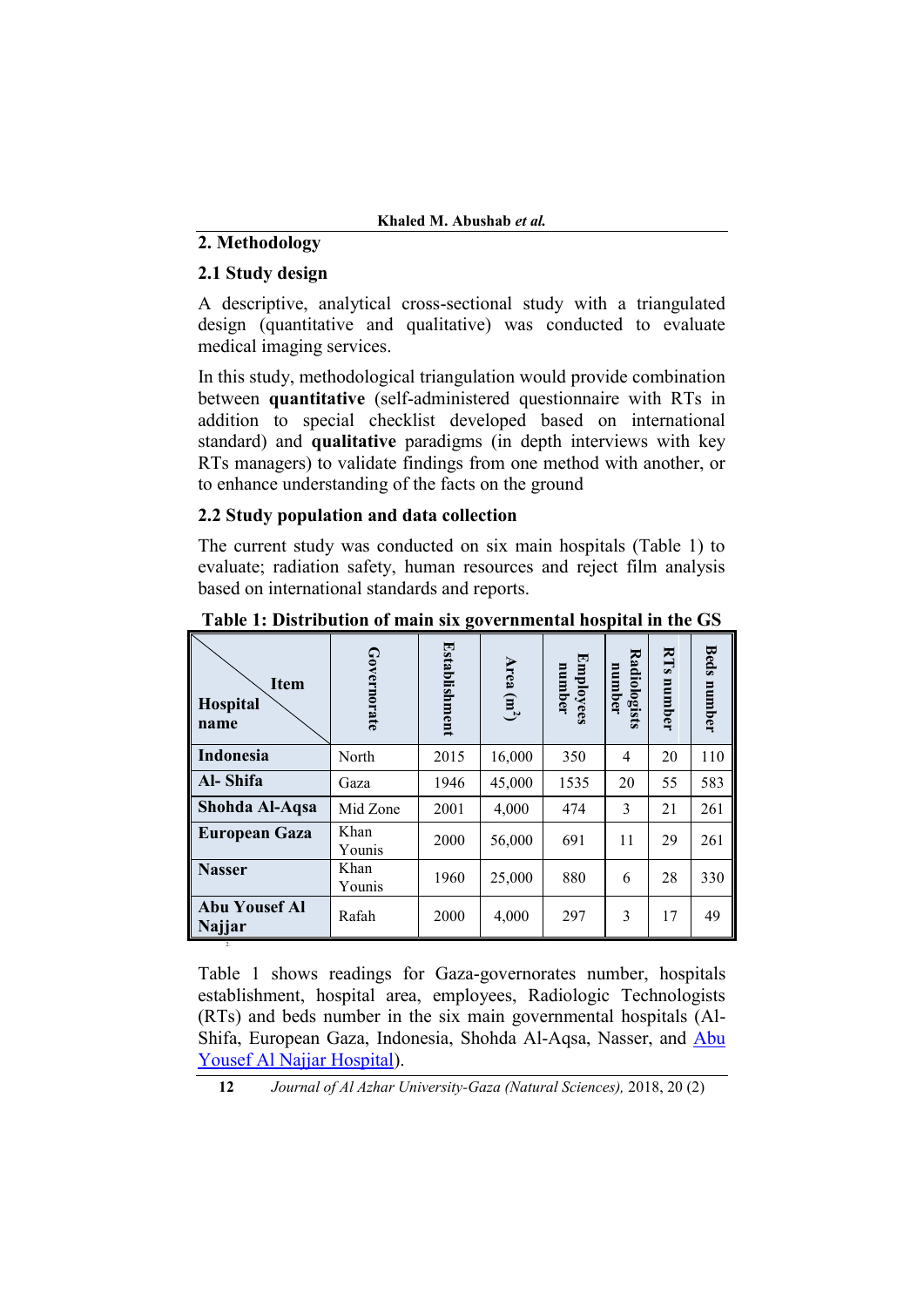## 2. Methodology

### 2.1 Study design

A descriptive, analytical cross-sectional study with a triangulated design (quantitative and qualitative) was conducted to evaluate medical imaging services.

In this study, methodological triangulation would provide combination between **quantitative** (self-administered questionnaire with RTs in addition to special checklist developed based on international standard) and **qualitative** paradigms (in depth interviews with key RTs managers) to validate findings from one method with another, or to enhance understanding of the facts on the ground

### 2.2 Study population and data collection

The current study was conducted on six main hospitals (Table 1) to evaluate; radiation safety, human resources and reject film analysis based on international standards and reports.

**Table 1: Distribution of main six governmental hospital in the GS**

| Hospital name \ Item | Governorate | Establishment | Area ($m^2$) | Employees number | Radiologists number | RTs number | Beds number |
|---|---|---|---|---|---|---|---|
| **Indonesia** | North | 2015 | 16,000 | 350 | 4 | 20 | 110 |
| **Al- Shifa** | Gaza | 1946 | 45,000 | 1535 | 20 | 55 | 583 |
| **Shohda Al-Aqsa** | Mid Zone | 2001 | 4,000 | 474 | 3 | 21 | 261 |
| **European Gaza** | Khan Younis | 2000 | 56,000 | 691 | 11 | 29 | 261 |
| **Nasser** | Khan Younis | 1960 | 25,000 | 880 | 6 | 28 | 330 |
| **Abu Yousef Al Najjar** | Rafah | 2000 | 4,000 | 297 | 3 | 17 | 49 |

Table 1 shows readings for Gaza-governorates number, hospitals establishment, hospital area, employees, Radiologic Technologists (RTs) and beds number in the six main governmental hospitals (Al-Shifa, European Gaza, Indonesia, Shohda Al-Aqsa, Nasser, and Abu Yousef Al Najjar Hospital).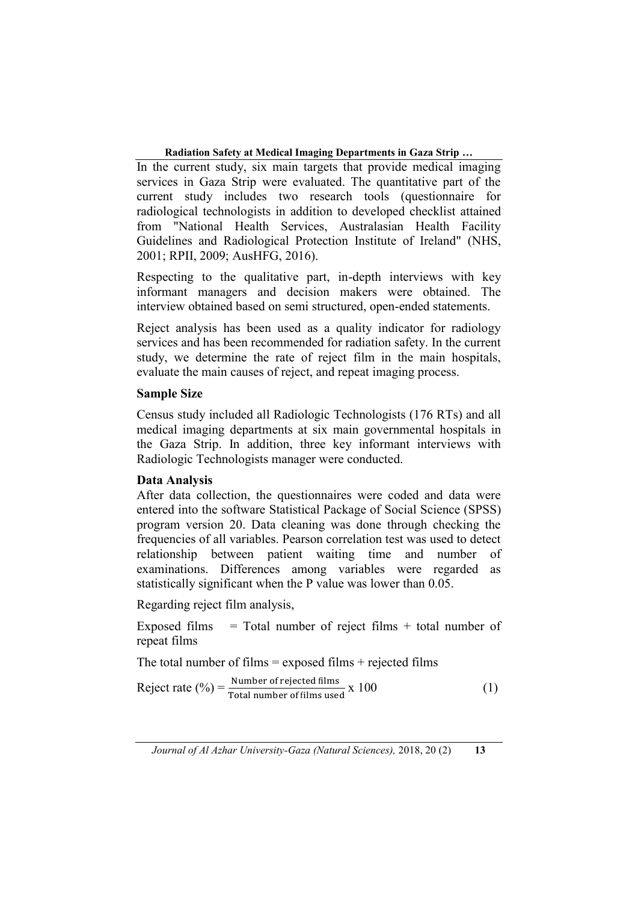In the current study, six main targets that provide medical imaging services in Gaza Strip were evaluated. The quantitative part of the current study includes two research tools (questionnaire for radiological technologists in addition to developed checklist attained from "National Health Services, Australasian Health Facility Guidelines and Radiological Protection Institute of Ireland" (NHS, 2001; RPII, 2009; AusHFG, 2016).

Respecting to the qualitative part, in-depth interviews with key informant managers and decision makers were obtained. The interview obtained based on semi structured, open-ended statements.

Reject analysis has been used as a quality indicator for radiology services and has been recommended for radiation safety. In the current study, we determine the rate of reject film in the main hospitals, evaluate the main causes of reject, and repeat imaging process.

### Sample Size

Census study included all Radiologic Technologists (176 RTs) and all medical imaging departments at six main governmental hospitals in the Gaza Strip. In addition, three key informant interviews with Radiologic Technologists manager were conducted.

### Data Analysis

After data collection, the questionnaires were coded and data were entered into the software Statistical Package of Social Science (SPSS) program version 20. Data cleaning was done through checking the frequencies of all variables. Pearson correlation test was used to detect relationship between patient waiting time and number of examinations. Differences among variables were regarded as statistically significant when the P value was lower than 0.05.

Regarding reject film analysis,

Exposed films = Total number of reject films + total number of repeat films

The total number of films = exposed films + rejected films

$$\text{Reject rate (\%)} = \frac{\text{Number of rejected films}}{\text{Total number of films used}} \times 100 \qquad (1)$$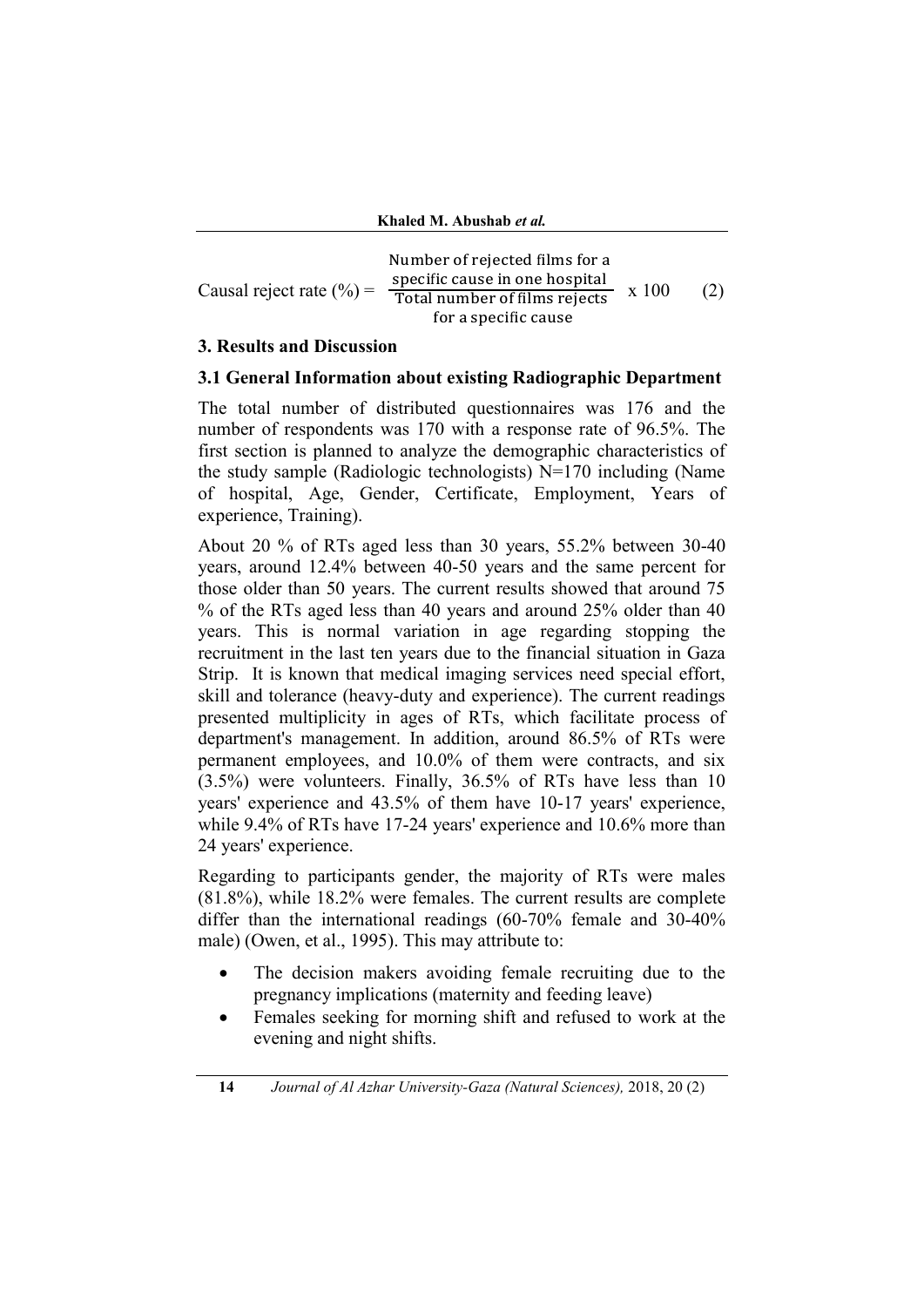$$\text{Causal reject rate (\%)} = \frac{\text{Number of rejected films for a specific cause in one hospital}}{\text{Total number of films rejects for a specific cause}} \times 100 \quad (2)$$

## 3. Results and Discussion

### 3.1 General Information about existing Radiographic Department

The total number of distributed questionnaires was 176 and the number of respondents was 170 with a response rate of 96.5%. The first section is planned to analyze the demographic characteristics of the study sample (Radiologic technologists) N=170 including (Name of hospital, Age, Gender, Certificate, Employment, Years of experience, Training).

About 20 % of RTs aged less than 30 years, 55.2% between 30-40 years, around 12.4% between 40-50 years and the same percent for those older than 50 years. The current results showed that around 75 % of the RTs aged less than 40 years and around 25% older than 40 years. This is normal variation in age regarding stopping the recruitment in the last ten years due to the financial situation in Gaza Strip. It is known that medical imaging services need special effort, skill and tolerance (heavy-duty and experience). The current readings presented multiplicity in ages of RTs, which facilitate process of department's management. In addition, around 86.5% of RTs were permanent employees, and 10.0% of them were contracts, and six (3.5%) were volunteers. Finally, 36.5% of RTs have less than 10 years' experience and 43.5% of them have 10-17 years' experience, while 9.4% of RTs have 17-24 years' experience and 10.6% more than 24 years' experience.

Regarding to participants gender, the majority of RTs were males (81.8%), while 18.2% were females. The current results are complete differ than the international readings (60-70% female and 30-40% male) (Owen, et al., 1995). This may attribute to:

- The decision makers avoiding female recruiting due to the pregnancy implications (maternity and feeding leave)
- Females seeking for morning shift and refused to work at the evening and night shifts.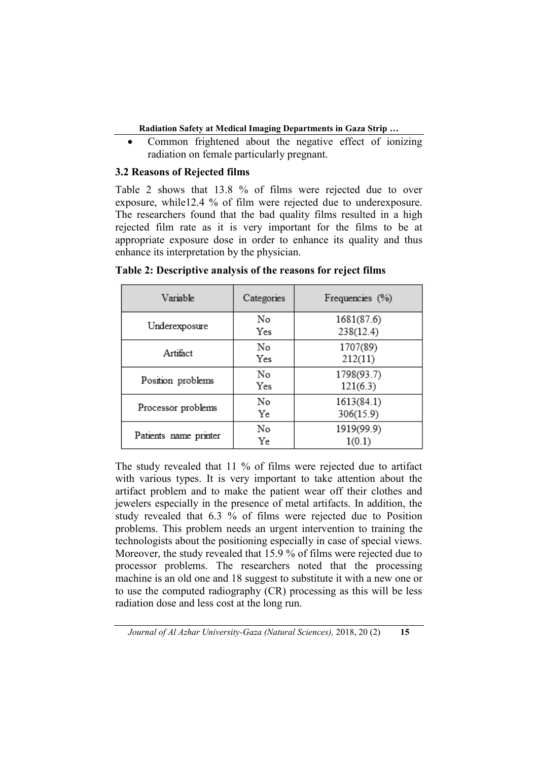- Common frightened about the negative effect of ionizing radiation on female particularly pregnant.

### 3.2 Reasons of Rejected films

Table 2 shows that 13.8 % of films were rejected due to over exposure, while12.4 % of film were rejected due to underexposure. The researchers found that the bad quality films resulted in a high rejected film rate as it is very important for the films to be at appropriate exposure dose in order to enhance its quality and thus enhance its interpretation by the physician.

**Table 2: Descriptive analysis of the reasons for reject films**

| Variable | Categories | Frequencies (%) |
|---|---|---|
| Underexposure | No<br>Yes | 1681(87.6)<br>238(12.4) |
| Artifact | No<br>Yes | 1707(89)<br>212(11) |
| Position problems | No<br>Yes | 1798(93.7)<br>121(6.3) |
| Processor problems | No<br>Ye | 1613(84.1)<br>306(15.9) |
| Patients name printer | No<br>Ye | 1919(99.9)<br>1(0.1) |

The study revealed that 11 % of films were rejected due to artifact with various types. It is very important to take attention about the artifact problem and to make the patient wear off their clothes and jewelers especially in the presence of metal artifacts. In addition, the study revealed that 6.3 % of films were rejected due to Position problems. This problem needs an urgent intervention to training the technologists about the positioning especially in case of special views. Moreover, the study revealed that 15.9 % of films were rejected due to processor problems. The researchers noted that the processing machine is an old one and 18 suggest to substitute it with a new one or to use the computed radiography (CR) processing as this will be less radiation dose and less cost at the long run.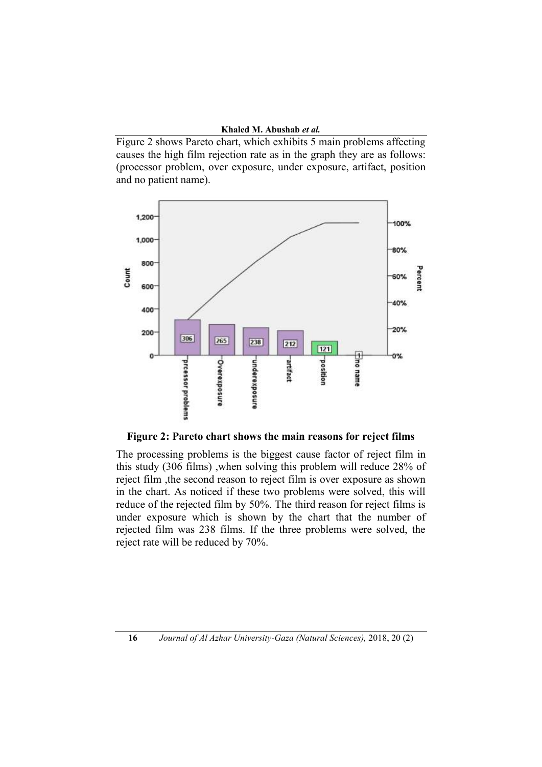Figure 2 shows Pareto chart, which exhibits 5 main problems affecting causes the high film rejection rate as in the graph they are as follows: (processor problem, over exposure, under exposure, artifact, position and no patient name).

**Figure 2: Pareto chart shows the main reasons for reject films**

The processing problems is the biggest cause factor of reject film in this study (306 films) ,when solving this problem will reduce 28% of reject film ,the second reason to reject film is over exposure as shown in the chart. As noticed if these two problems were solved, this will reduce of the rejected film by 50%. The third reason for reject films is under exposure which is shown by the chart that the number of rejected film was 238 films. If the three problems were solved, the reject rate will be reduced by 70%.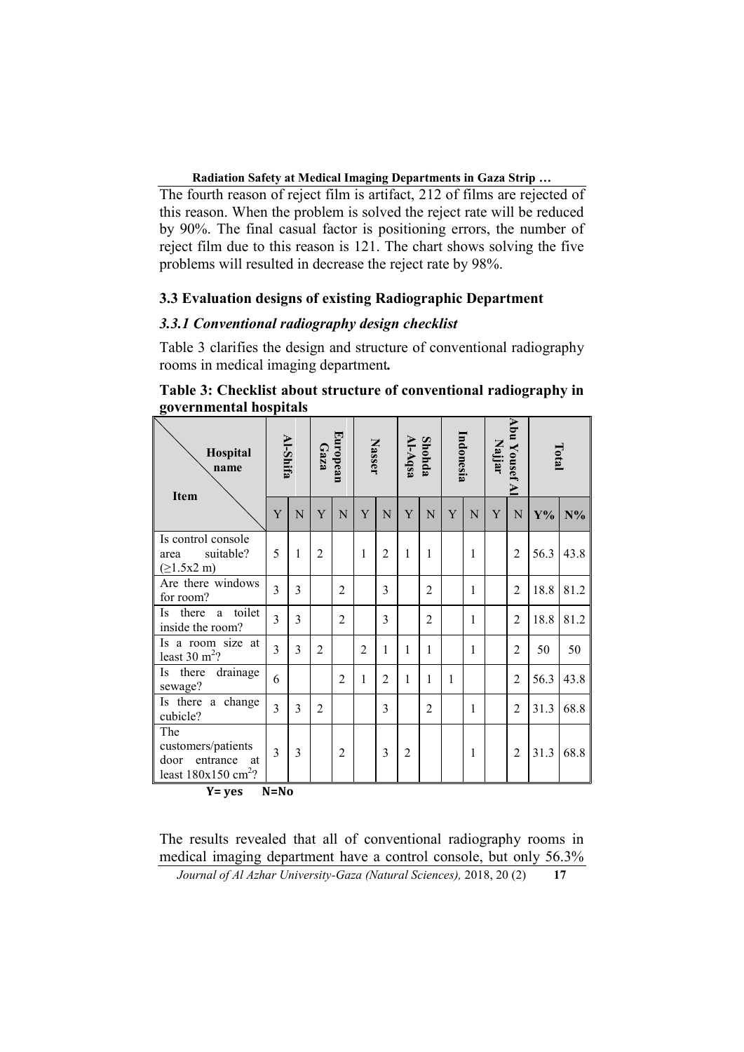The fourth reason of reject film is artifact, 212 of films are rejected of this reason. When the problem is solved the reject rate will be reduced by 90%. The final casual factor is positioning errors, the number of reject film due to this reason is 121. The chart shows solving the five problems will resulted in decrease the reject rate by 98%.

### 3.3 Evaluation designs of existing Radiographic Department

#### *3.3.1 Conventional radiography design checklist*

Table 3 clarifies the design and structure of conventional radiography rooms in medical imaging department***.***

**Table 3: Checklist about structure of conventional radiography in governmental hospitals**

| Item \ Hospital name | Al-Shifa | | European Gaza | | Nasser | | Shohda Al-Aqsa | | Indonesia | | Abu Yousef Al Najjar | | Total | |
|---|---|---|---|---|---|---|---|---|---|---|---|---|---|---|
| | Y | N | Y | N | Y | N | Y | N | Y | N | Y | N | Y% | N% |
| Is control console area suitable? (≥1.5x2 m) | 5 | 1 | 2 | | 1 | 2 | 1 | 1 | | 1 | | 2 | 56.3 | 43.8 |
| Are there windows for room? | 3 | 3 | | 2 | | 3 | | 2 | | 1 | | 2 | 18.8 | 81.2 |
| Is there a toilet inside the room? | 3 | 3 | | 2 | | 3 | | 2 | | 1 | | 2 | 18.8 | 81.2 |
| Is a room size at least 30 m$^2$? | 3 | 3 | 2 | | 2 | 1 | 1 | 1 | | 1 | | 2 | 50 | 50 |
| Is there drainage sewage? | 6 | | | 2 | 1 | 2 | 1 | 1 | 1 | | | 2 | 56.3 | 43.8 |
| Is there a change cubicle? | 3 | 3 | 2 | | | 3 | | 2 | | 1 | | 2 | 31.3 | 68.8 |
| The customers/patients door entrance at least 180x150 cm$^2$? | 3 | 3 | | 2 | | 3 | 2 | | | 1 | | 2 | 31.3 | 68.8 |

**Y= yes N=No**

The results revealed that all of conventional radiography rooms in medical imaging department have a control console, but only 56.3%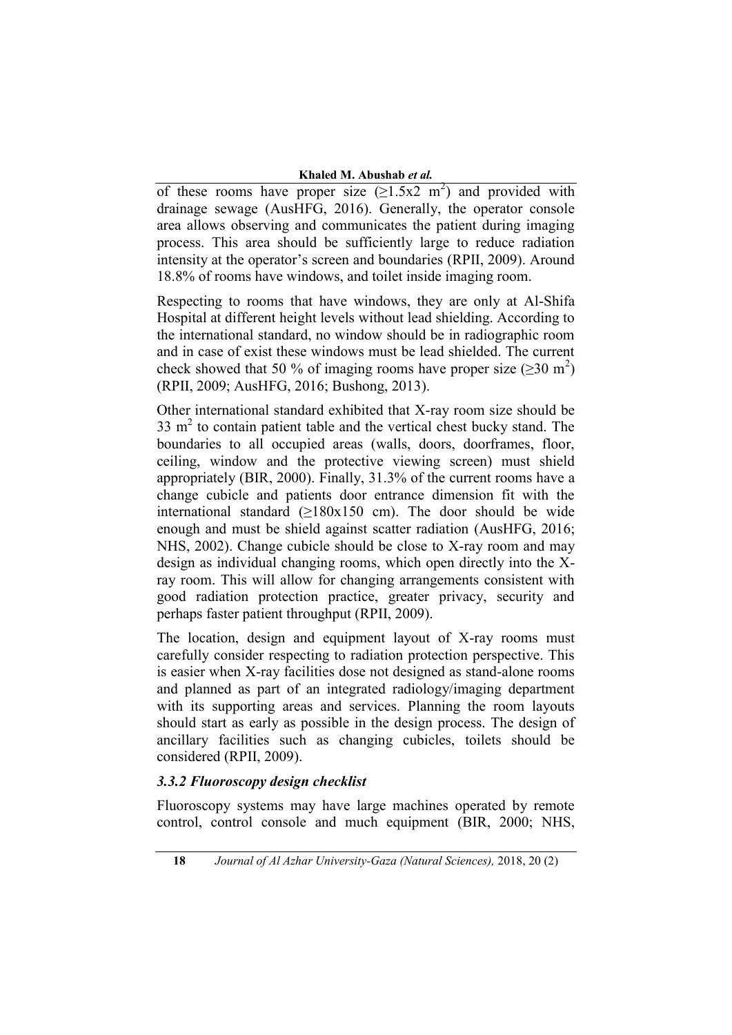of these rooms have proper size ($\geq$1.5x2 m$^2$) and provided with drainage sewage (AusHFG, 2016). Generally, the operator console area allows observing and communicates the patient during imaging process. This area should be sufficiently large to reduce radiation intensity at the operator's screen and boundaries (RPII, 2009). Around 18.8% of rooms have windows, and toilet inside imaging room.

Respecting to rooms that have windows, they are only at Al-Shifa Hospital at different height levels without lead shielding. According to the international standard, no window should be in radiographic room and in case of exist these windows must be lead shielded. The current check showed that 50 % of imaging rooms have proper size ($\geq$30 m$^2$) (RPII, 2009; AusHFG, 2016; Bushong, 2013).

Other international standard exhibited that X-ray room size should be 33 m$^2$ to contain patient table and the vertical chest bucky stand. The boundaries to all occupied areas (walls, doors, doorframes, floor, ceiling, window and the protective viewing screen) must shield appropriately (BIR, 2000). Finally, 31.3% of the current rooms have a change cubicle and patients door entrance dimension fit with the international standard ($\geq$180x150 cm). The door should be wide enough and must be shield against scatter radiation (AusHFG, 2016; NHS, 2002). Change cubicle should be close to X-ray room and may design as individual changing rooms, which open directly into the X-ray room. This will allow for changing arrangements consistent with good radiation protection practice, greater privacy, security and perhaps faster patient throughput (RPII, 2009).

The location, design and equipment layout of X-ray rooms must carefully consider respecting to radiation protection perspective. This is easier when X-ray facilities dose not designed as stand-alone rooms and planned as part of an integrated radiology/imaging department with its supporting areas and services. Planning the room layouts should start as early as possible in the design process. The design of ancillary facilities such as changing cubicles, toilets should be considered (RPII, 2009).

### *3.3.2 Fluoroscopy design checklist*

Fluoroscopy systems may have large machines operated by remote control, control console and much equipment (BIR, 2000; NHS,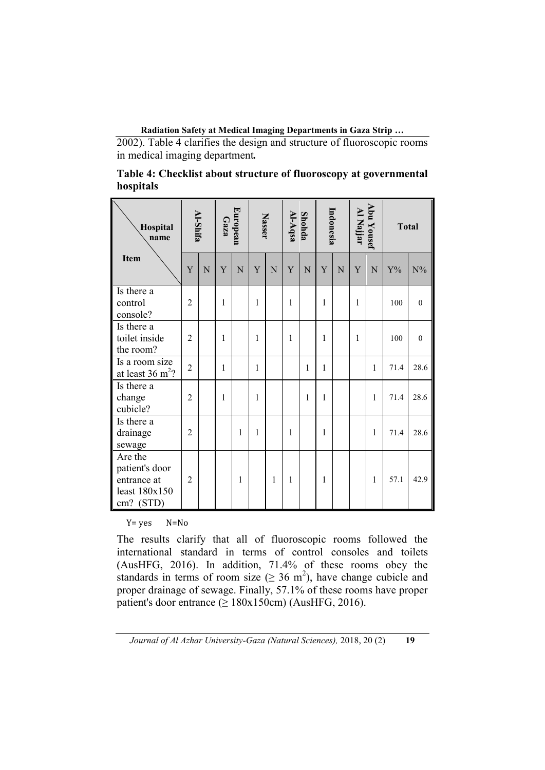2002). Table 4 clarifies the design and structure of fluoroscopic rooms in medical imaging department.

**Table 4: Checklist about structure of fluoroscopy at governmental hospitals**

| Item \ Hospital name | Al-Shifa | | European Gaza | | Nasser | | Shohda Al-Aqsa | | Indonesia | | Abu Yousef Al Najjar | | Total | |
|---|---|---|---|---|---|---|---|---|---|---|---|---|---|---|
| | Y | N | Y | N | Y | N | Y | N | Y | N | Y | N | Y% | N% |
| Is there a control console? | 2 | | 1 | | 1 | | 1 | | 1 | | 1 | | 100 | 0 |
| Is there a toilet inside the room? | 2 | | 1 | | 1 | | 1 | | 1 | | 1 | | 100 | 0 |
| Is a room size at least 36 $m^2$? | 2 | | 1 | | 1 | | | 1 | 1 | | | 1 | 71.4 | 28.6 |
| Is there a change cubicle? | 2 | | 1 | | 1 | | | 1 | 1 | | | 1 | 71.4 | 28.6 |
| Is there a drainage sewage | 2 | | | 1 | 1 | | 1 | | 1 | | | 1 | 71.4 | 28.6 |
| Are the patient's door entrance at least 180x150 cm? (STD) | 2 | | | 1 | | 1 | 1 | | 1 | | | 1 | 57.1 | 42.9 |

Y= yes N=No

The results clarify that all of fluoroscopic rooms followed the international standard in terms of control consoles and toilets (AusHFG, 2016). In addition, 71.4% of these rooms obey the standards in terms of room size ($\geq 36$ $m^2$), have change cubicle and proper drainage of sewage. Finally, 57.1% of these rooms have proper patient's door entrance ($\geq$ 180x150cm) (AusHFG, 2016).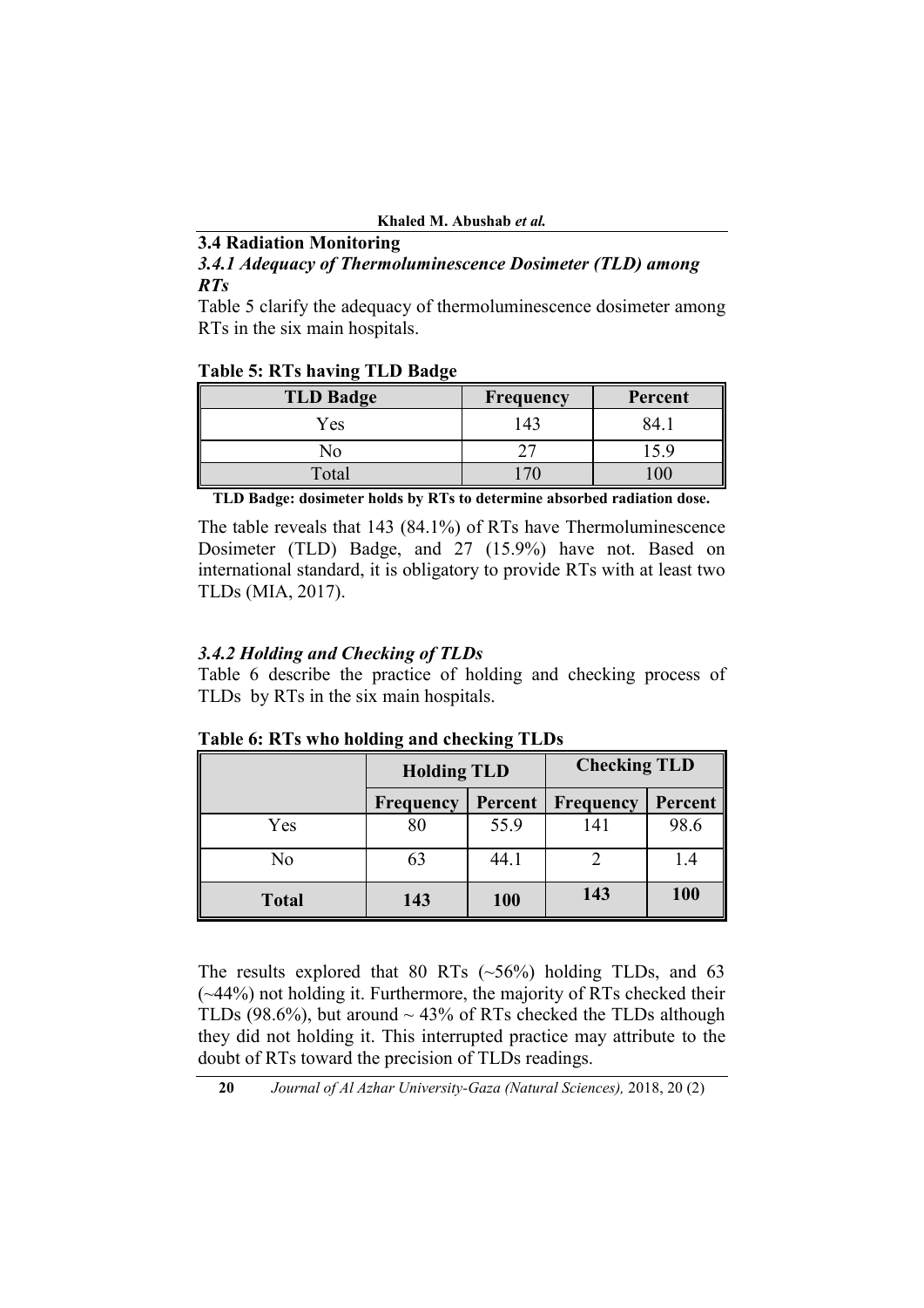## 3.4 Radiation Monitoring

### *3.4.1 Adequacy of Thermoluminescence Dosimeter (TLD) among RTs*

Table 5 clarify the adequacy of thermoluminescence dosimeter among RTs in the six main hospitals.

**Table 5: RTs having TLD Badge**

| TLD Badge | Frequency | Percent |
|---|---|---|
| Yes | 143 | 84.1 |
| No | 27 | 15.9 |
| Total | 170 | 100 |

**TLD Badge: dosimeter holds by RTs to determine absorbed radiation dose.**

The table reveals that 143 (84.1%) of RTs have Thermoluminescence Dosimeter (TLD) Badge, and 27 (15.9%) have not. Based on international standard, it is obligatory to provide RTs with at least two TLDs (MIA, 2017).

### *3.4.2 Holding and Checking of TLDs*

Table 6 describe the practice of holding and checking process of TLDs by RTs in the six main hospitals.

**Table 6: RTs who holding and checking TLDs**

| | Holding TLD | | Checking TLD | |
|---|---|---|---|---|
| | **Frequency** | **Percent** | **Frequency** | **Percent** |
| Yes | 80 | 55.9 | 141 | 98.6 |
| No | 63 | 44.1 | 2 | 1.4 |
| **Total** | **143** | **100** | **143** | **100** |

The results explored that 80 RTs (~56%) holding TLDs, and 63 (~44%) not holding it. Furthermore, the majority of RTs checked their TLDs (98.6%), but around ~ 43% of RTs checked the TLDs although they did not holding it. This interrupted practice may attribute to the doubt of RTs toward the precision of TLDs readings.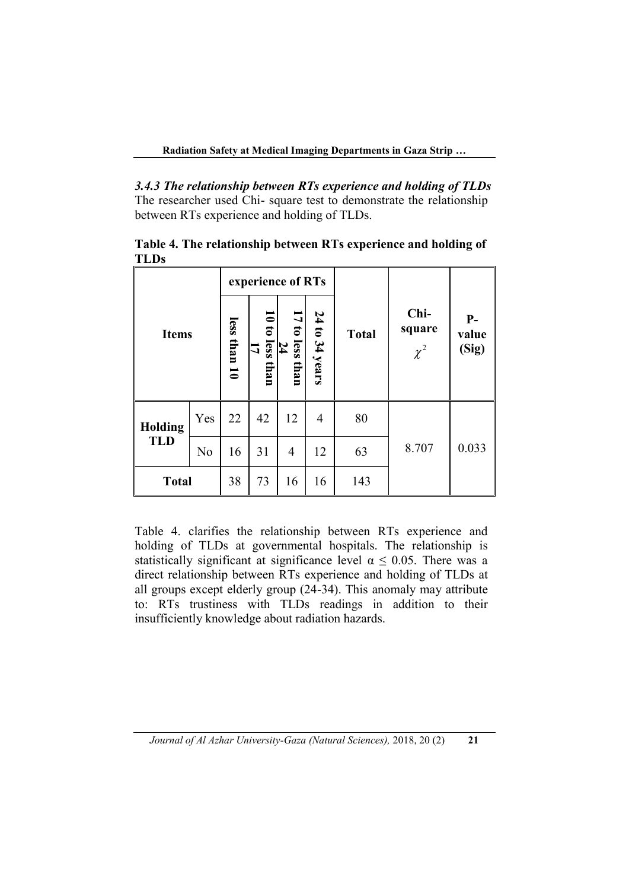### *3.4.3 The relationship between RTs experience and holding of TLDs*

The researcher used Chi- square test to demonstrate the relationship between RTs experience and holding of TLDs.

**Table 4. The relationship between RTs experience and holding of TLDs**

| Items | | experience of RTs | | | | Total | Chi-square $\chi^2$ | P-value (Sig) |
|---|---|---|---|---|---|---|---|---|
| | | less than 10 | 10 to less than 17 | 17 to less than 24 | 24 to 34 years | | | |
| Holding TLD | Yes | 22 | 42 | 12 | 4 | 80 | 8.707 | 0.033 |
| | No | 16 | 31 | 4 | 12 | 63 | | |
| Total | | 38 | 73 | 16 | 16 | 143 | | |

Table 4. clarifies the relationship between RTs experience and holding of TLDs at governmental hospitals. The relationship is statistically significant at significance level $\alpha \leq 0.05$. There was a direct relationship between RTs experience and holding of TLDs at all groups except elderly group (24-34). This anomaly may attribute to: RTs trustiness with TLDs readings in addition to their insufficiently knowledge about radiation hazards.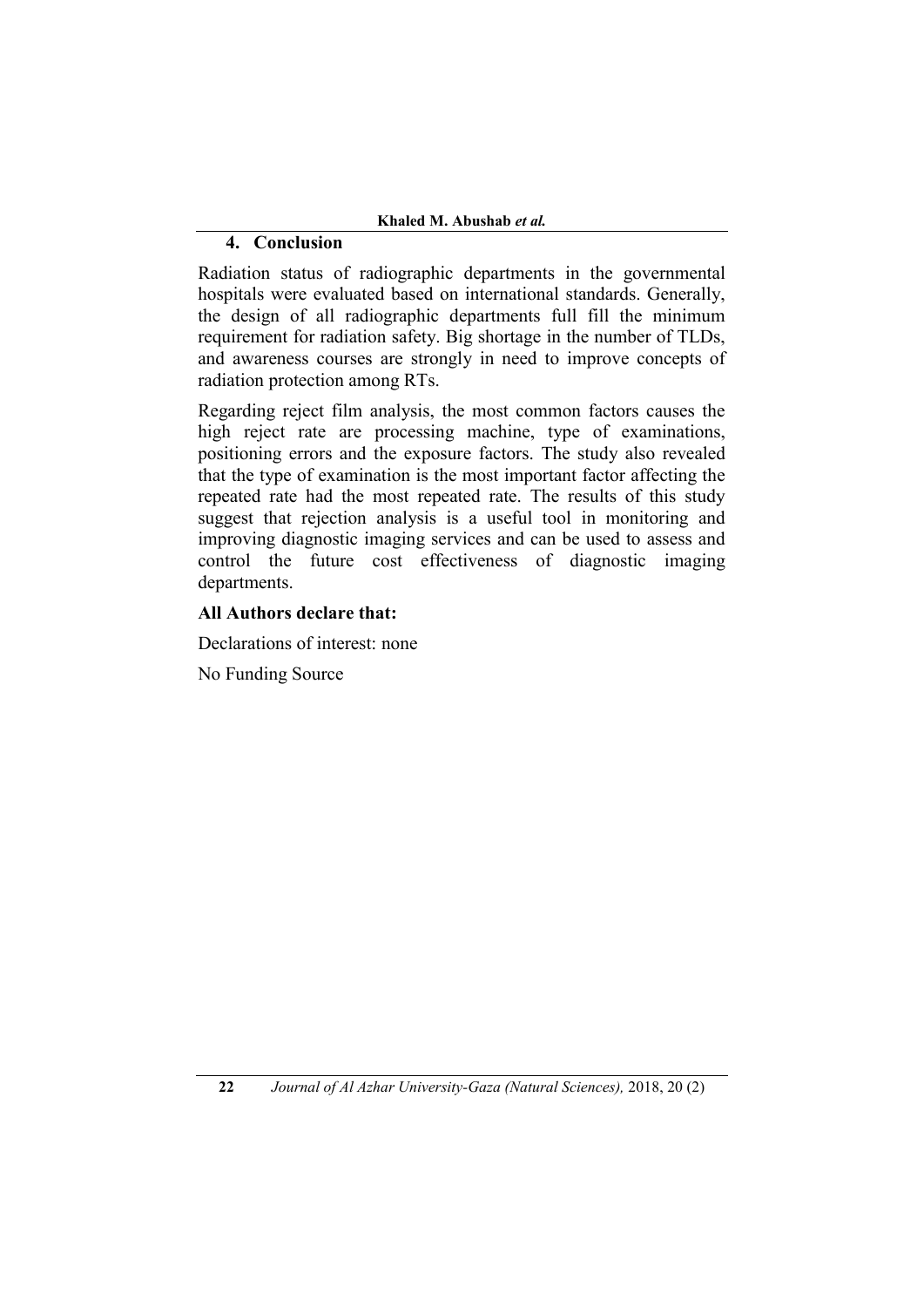## 4. Conclusion

Radiation status of radiographic departments in the governmental hospitals were evaluated based on international standards. Generally, the design of all radiographic departments full fill the minimum requirement for radiation safety. Big shortage in the number of TLDs, and awareness courses are strongly in need to improve concepts of radiation protection among RTs.

Regarding reject film analysis, the most common factors causes the high reject rate are processing machine, type of examinations, positioning errors and the exposure factors. The study also revealed that the type of examination is the most important factor affecting the repeated rate had the most repeated rate. The results of this study suggest that rejection analysis is a useful tool in monitoring and improving diagnostic imaging services and can be used to assess and control the future cost effectiveness of diagnostic imaging departments.

**All Authors declare that:**

Declarations of interest: none

No Funding Source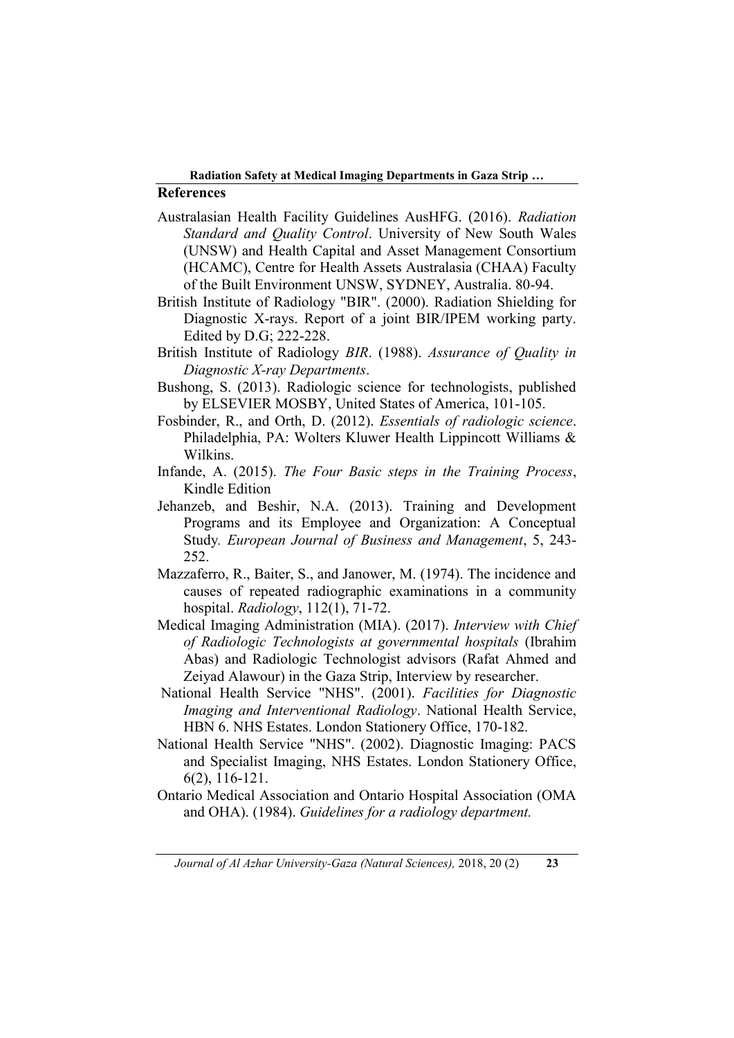## References

Australasian Health Facility Guidelines AusHFG. (2016). *Radiation Standard and Quality Control*. University of New South Wales (UNSW) and Health Capital and Asset Management Consortium (HCAMC), Centre for Health Assets Australasia (CHAA) Faculty of the Built Environment UNSW, SYDNEY, Australia. 80-94.

British Institute of Radiology "BIR". (2000). Radiation Shielding for Diagnostic X-rays. Report of a joint BIR/IPEM working party. Edited by D.G; 222-228.

British Institute of Radiology *BIR*. (1988). *Assurance of Quality in Diagnostic X-ray Departments*.

Bushong, S. (2013). Radiologic science for technologists, published by ELSEVIER MOSBY, United States of America, 101-105.

Fosbinder, R., and Orth, D. (2012). *Essentials of radiologic science*. Philadelphia, PA: Wolters Kluwer Health Lippincott Williams & Wilkins.

Infande, A. (2015). *The Four Basic steps in the Training Process*, Kindle Edition

Jehanzeb, and Beshir, N.A. (2013). Training and Development Programs and its Employee and Organization: A Conceptual Study*. European Journal of Business and Management*, 5, 243-252.

Mazzaferro, R., Baiter, S., and Janower, M. (1974). The incidence and causes of repeated radiographic examinations in a community hospital. *Radiology*, 112(1), 71-72.

Medical Imaging Administration (MIA). (2017). *Interview with Chief of Radiologic Technologists at governmental hospitals* (Ibrahim Abas) and Radiologic Technologist advisors (Rafat Ahmed and Zeiyad Alawour) in the Gaza Strip, Interview by researcher.

National Health Service "NHS". (2001). *Facilities for Diagnostic Imaging and Interventional Radiology*. National Health Service, HBN 6. NHS Estates. London Stationery Office, 170-182.

National Health Service "NHS". (2002). Diagnostic Imaging: PACS and Specialist Imaging, NHS Estates. London Stationery Office, 6(2), 116-121.

Ontario Medical Association and Ontario Hospital Association (OMA and OHA). (1984). *Guidelines for a radiology department.*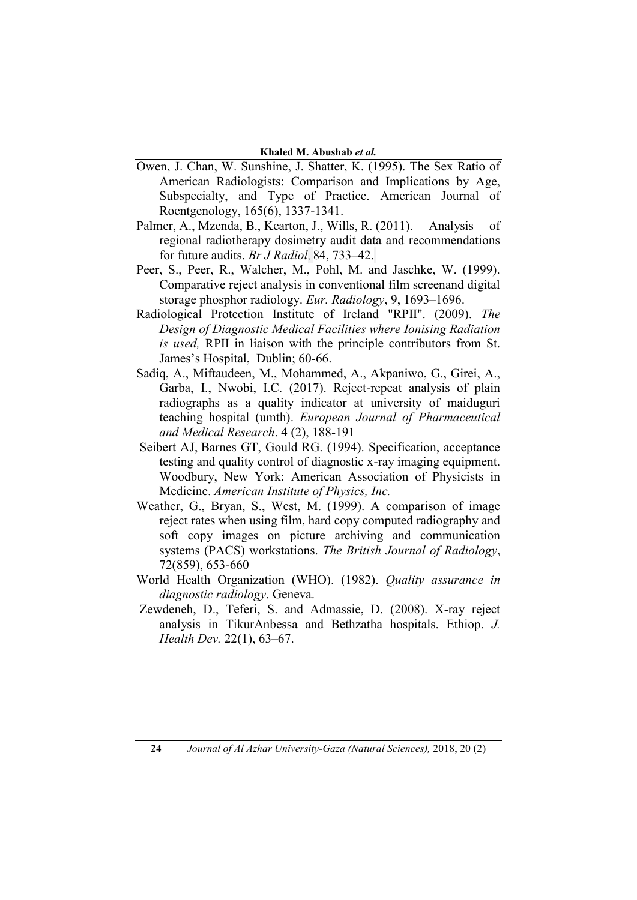Owen, J. Chan, W. Sunshine, J. Shatter, K. (1995). The Sex Ratio of American Radiologists: Comparison and Implications by Age, Subspecialty, and Type of Practice. American Journal of Roentgenology, 165(6), 1337-1341.

Palmer, A., Mzenda, B., Kearton, J., Wills, R. (2011). Analysis of regional radiotherapy dosimetry audit data and recommendations for future audits. *Br J Radiol*, 84, 733–42.

Peer, S., Peer, R., Walcher, M., Pohl, M. and Jaschke, W. (1999). Comparative reject analysis in conventional film screenand digital storage phosphor radiology. *Eur. Radiology*, 9, 1693–1696.

Radiological Protection Institute of Ireland "RPII". (2009). *The Design of Diagnostic Medical Facilities where Ionising Radiation is used,* RPII in liaison with the principle contributors from St. James's Hospital, Dublin; 60-66.

Sadiq, A., Miftaudeen, M., Mohammed, A., Akpaniwo, G., Girei, A., Garba, I., Nwobi, I.C. (2017). Reject-repeat analysis of plain radiographs as a quality indicator at university of maiduguri teaching hospital (umth). *European Journal of Pharmaceutical and Medical Research*. 4 (2), 188-191

Seibert AJ, Barnes GT, Gould RG. (1994). Specification, acceptance testing and quality control of diagnostic x-ray imaging equipment. Woodbury, New York: American Association of Physicists in Medicine. *American Institute of Physics, Inc.*

Weather, G., Bryan, S., West, M. (1999). A comparison of image reject rates when using film, hard copy computed radiography and soft copy images on picture archiving and communication systems (PACS) workstations. *The British Journal of Radiology*, 72(859), 653-660

World Health Organization (WHO). (1982). *Quality assurance in diagnostic radiology*. Geneva.

Zewdeneh, D., Teferi, S. and Admassie, D. (2008). X-ray reject analysis in TikurAnbessa and Bethzatha hospitals. Ethiop. *J. Health Dev.* 22(1), 63–67.